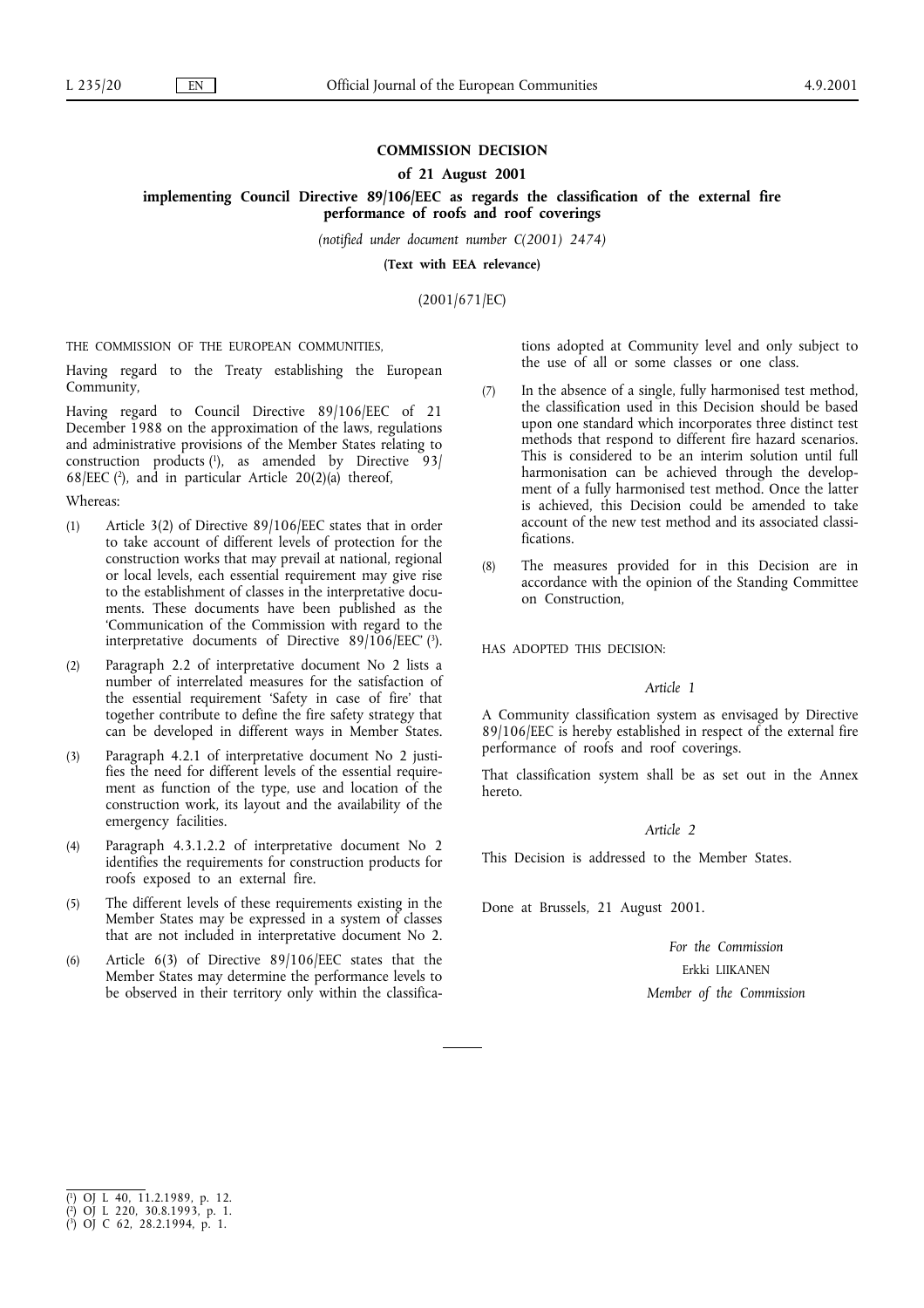# COMMISSION DECISION

## of 21 August 2001

## implementing Council Directive 89/106/EEC as regards the classification of the external fire performance of roofs and roof coverings

*(notified under document number C(2001) 2474)*

**(Text with EEA relevance)**

(2001/671/EC)

THE COMMISSION OF THE EUROPEAN COMMUNITIES,

Having regard to the Treaty establishing the European Community,

Having regard to Council Directive 89/106/EEC of 21 December 1988 on the approximation of the laws, regulations and administrative provisions of the Member States relating to construction products [1], as amended by Directive 93/68/EEC [2], and in particular Article 20(2)(a) thereof,

Whereas:

(1) Article 3(2) of Directive 89/106/EEC states that in order to take account of different levels of protection for the construction works that may prevail at national, regional or local levels, each essential requirement may give rise to the establishment of classes in the interpretative documents. These documents have been published as the 'Communication of the Commission with regard to the interpretative documents of Directive 89/106/EEC' [3].

(2) Paragraph 2.2 of interpretative document No 2 lists a number of interrelated measures for the satisfaction of the essential requirement 'Safety in case of fire' that together contribute to define the fire safety strategy that can be developed in different ways in Member States.

(3) Paragraph 4.2.1 of interpretative document No 2 justifies the need for different levels of the essential requirement as function of the type, use and location of the construction work, its layout and the availability of the emergency facilities.

(4) Paragraph 4.3.1.2.2 of interpretative document No 2 identifies the requirements for construction products for roofs exposed to an external fire.

(5) The different levels of these requirements existing in the Member States may be expressed in a system of classes that are not included in interpretative document No 2.

(6) Article 6(3) of Directive 89/106/EEC states that the Member States may determine the performance levels to be observed in their territory only within the classifications adopted at Community level and only subject to the use of all or some classes or one class.

(7) In the absence of a single, fully harmonised test method, the classification used in this Decision should be based upon one standard which incorporates three distinct test methods that respond to different fire hazard scenarios. This is considered to be an interim solution until full harmonisation can be achieved through the development of a fully harmonised test method. Once the latter is achieved, this Decision could be amended to take account of the new test method and its associated classifications.

(8) The measures provided for in this Decision are in accordance with the opinion of the Standing Committee on Construction,

HAS ADOPTED THIS DECISION:

*Article 1*

A Community classification system as envisaged by Directive 89/106/EEC is hereby established in respect of the external fire performance of roofs and roof coverings.

That classification system shall be as set out in the Annex hereto.

*Article 2*

This Decision is addressed to the Member States.

Done at Brussels, 21 August 2001.

*For the Commission*

Erkki LIIKANEN

*Member of the Commission*

---

[1] OJ L 40, 11.2.1989, p. 12.
[2] OJ L 220, 30.8.1993, p. 1.
[3] OJ C 62, 28.2.1994, p. 1.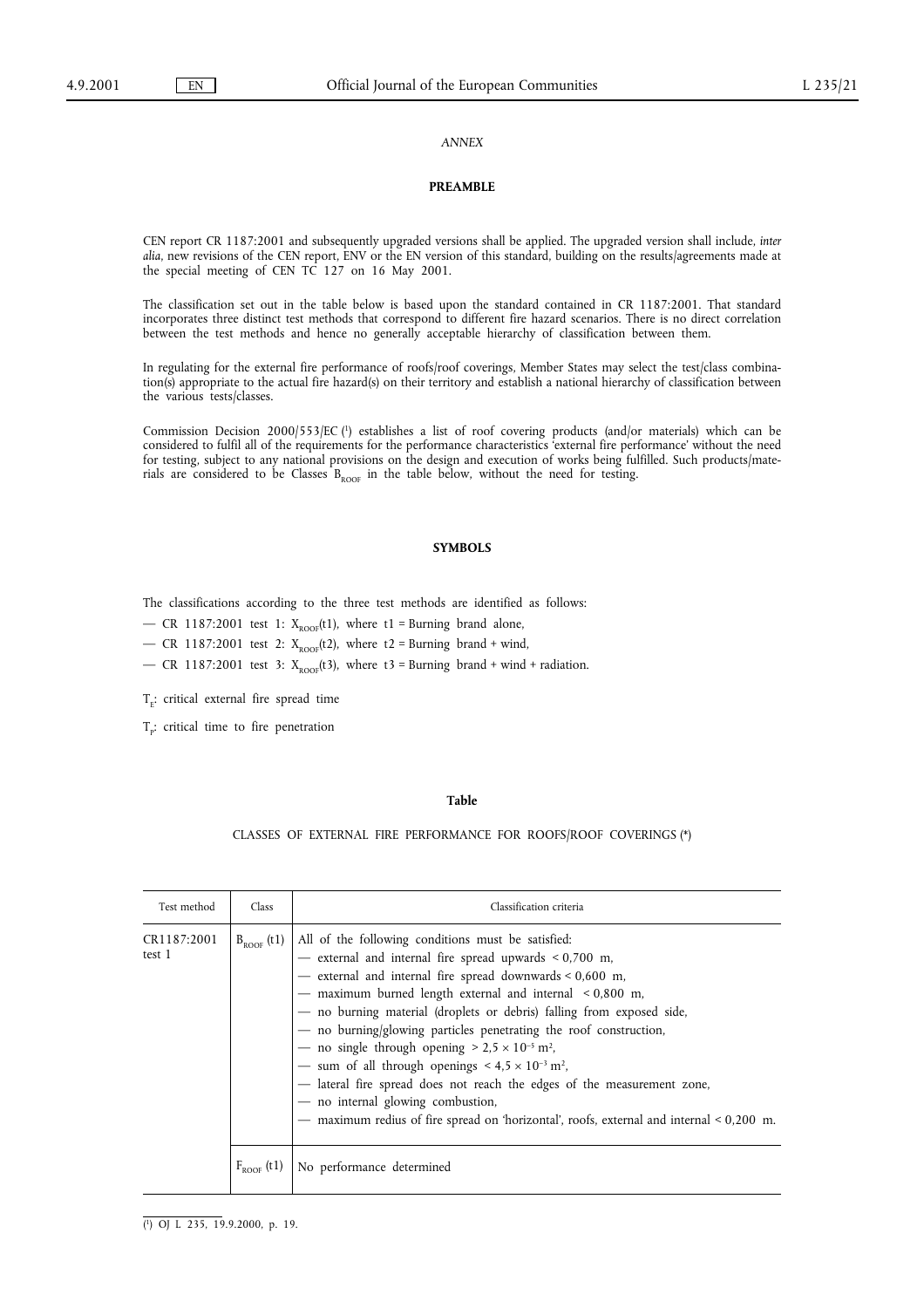*ANNEX*

**PREAMBLE**

CEN report CR 1187:2001 and subsequently upgraded versions shall be applied. The upgraded version shall include, *inter alia*, new revisions of the CEN report, ENV or the EN version of this standard, building on the results/agreements made at the special meeting of CEN TC 127 on 16 May 2001.

The classification set out in the table below is based upon the standard contained in CR 1187:2001. That standard incorporates three distinct test methods that correspond to different fire hazard scenarios. There is no direct correlation between the test methods and hence no generally acceptable hierarchy of classification between them.

In regulating for the external fire performance of roofs/roof coverings, Member States may select the test/class combination(s) appropriate to the actual fire hazard(s) on their territory and establish a national hierarchy of classification between the various tests/classes.

Commission Decision 2000/553/EC [1] establishes a list of roof covering products (and/or materials) which can be considered to fulfil all of the requirements for the performance characteristics 'external fire performance' without the need for testing, subject to any national provisions on the design and execution of works being fulfilled. Such products/materials are considered to be Classes $B_{ROOF}$ in the table below, without the need for testing.

**SYMBOLS**

The classifications according to the three test methods are identified as follows:

— CR 1187:2001 test 1: $X_{ROOF}(t1)$, where t1 = Burning brand alone,

— CR 1187:2001 test 2: $X_{ROOF}(t2)$, where t2 = Burning brand + wind,

— CR 1187:2001 test 3: $X_{ROOF}(t3)$, where t3 = Burning brand + wind + radiation.

$T_E$: critical external fire spread time

$T_P$: critical time to fire penetration

**Table**

CLASSES OF EXTERNAL FIRE PERFORMANCE FOR ROOFS/ROOF COVERINGS (*)

| Test method | Class | Classification criteria |
|---|---|---|
| CR1187:2001 test 1 | $B_{ROOF}$ (t1) | All of the following conditions must be satisfied:<br>— external and internal fire spread upwards < 0,700 m,<br>— external and internal fire spread downwards < 0,600 m,<br>— maximum burned length external and internal < 0,800 m,<br>— no burning material (droplets or debris) falling from exposed side,<br>— no burning/glowing particles penetrating the roof construction,<br>— no single through opening > $2,5 \times 10^{-5}$ m²,<br>— sum of all through openings < $4,5 \times 10^{-3}$ m²,<br>— lateral fire spread does not reach the edges of the measurement zone,<br>— no internal glowing combustion,<br>— maximum redius of fire spread on 'horizontal', roofs, external and internal < 0,200 m. |
| | $F_{ROOF}$ (t1) | No performance determined |

[1] OJ L 235, 19.9.2000, p. 19.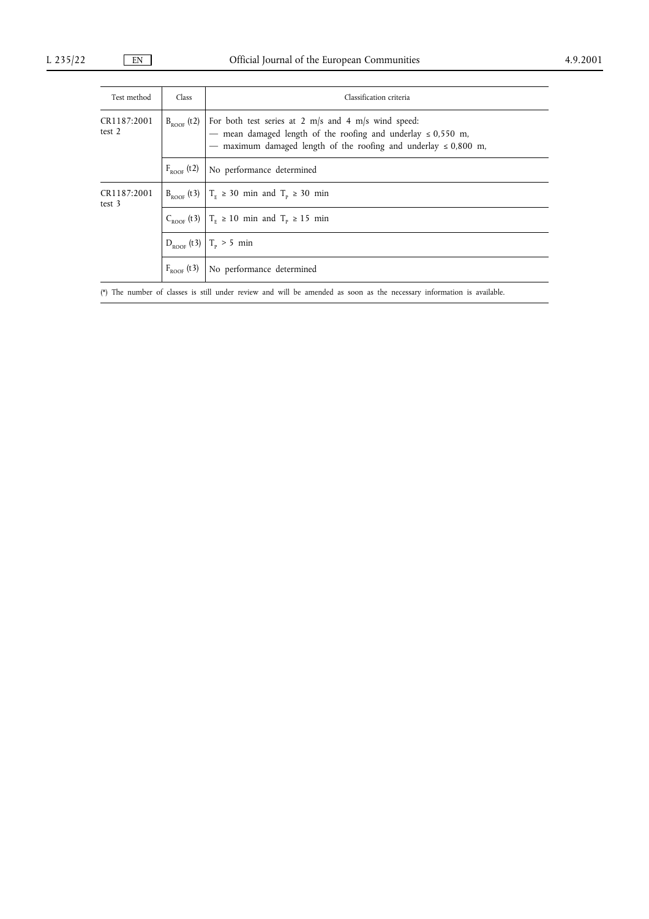| Test method | Class | Classification criteria |
|---|---|---|
| CR1187:2001 test 2 | $B_{ROOF}$ (t2) | For both test series at 2 m/s and 4 m/s wind speed:<br>— mean damaged length of the roofing and underlay ≤ 0,550 m,<br>— maximum damaged length of the roofing and underlay ≤ 0,800 m, |
| | $F_{ROOF}$ (t2) | No performance determined |
| CR1187:2001 test 3 | $B_{ROOF}$ (t3) | $T_E \geq 30$ min and $T_P \geq 30$ min |
| | $C_{ROOF}$ (t3) | $T_E \geq 10$ min and $T_P \geq 15$ min |
| | $D_{ROOF}$ (t3) | $T_P > 5$ min |
| | $F_{ROOF}$ (t3) | No performance determined |

(*) The number of classes is still under review and will be amended as soon as the necessary information is available.